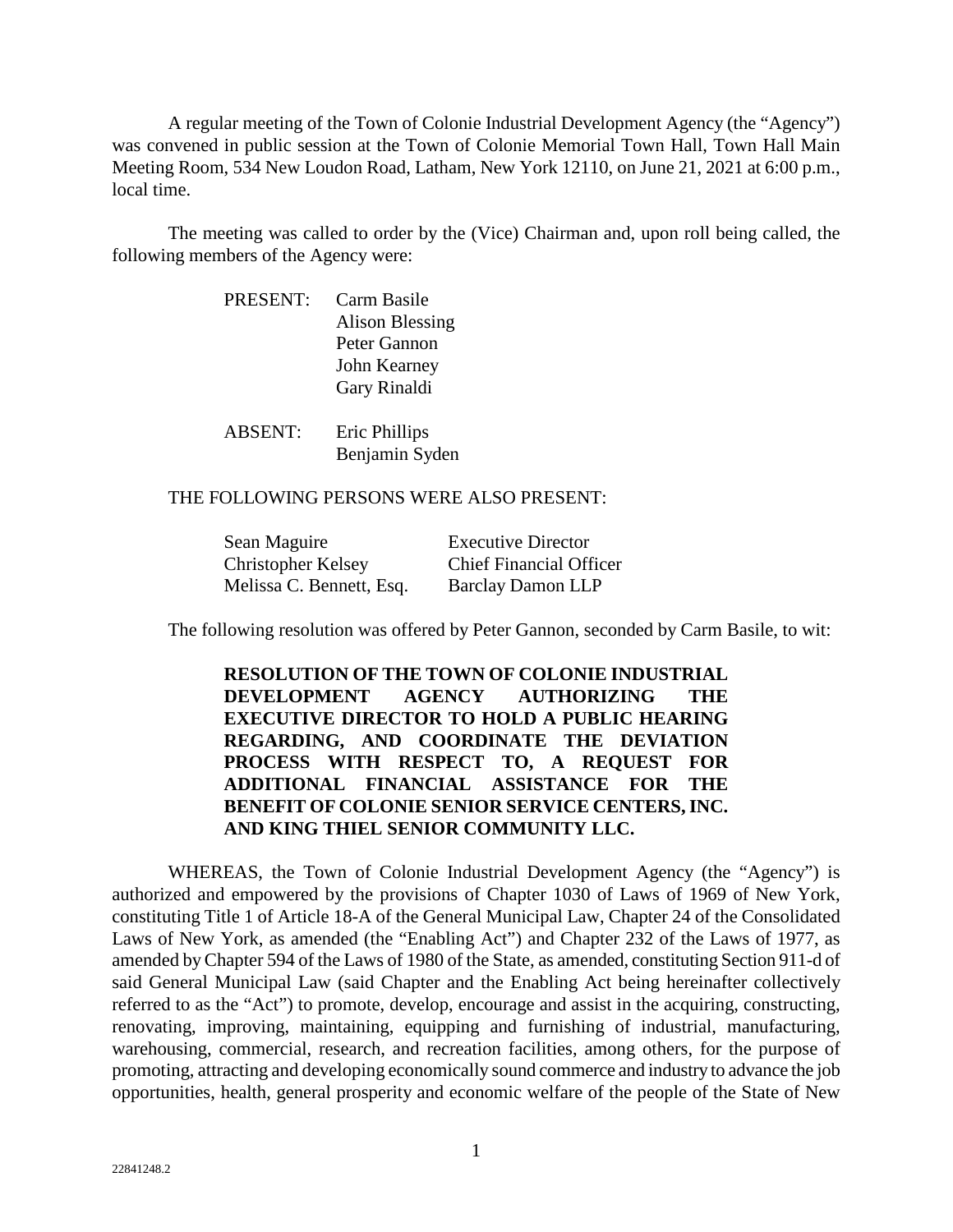A regular meeting of the Town of Colonie Industrial Development Agency (the "Agency") was convened in public session at the Town of Colonie Memorial Town Hall, Town Hall Main Meeting Room, 534 New Loudon Road, Latham, New York 12110, on June 21, 2021 at 6:00 p.m., local time.

The meeting was called to order by the (Vice) Chairman and, upon roll being called, the following members of the Agency were:

PRESENT: Carm Basile
Alison Blessing
Peter Gannon
John Kearney
Gary Rinaldi

ABSENT: Eric Phillips
Benjamin Syden

THE FOLLOWING PERSONS WERE ALSO PRESENT:

| | |
|---|---|
| Sean Maguire | Executive Director |
| Christopher Kelsey | Chief Financial Officer |
| Melissa C. Bennett, Esq. | Barclay Damon LLP |

The following resolution was offered by Peter Gannon, seconded by Carm Basile, to wit:

**RESOLUTION OF THE TOWN OF COLONIE INDUSTRIAL DEVELOPMENT AGENCY AUTHORIZING THE EXECUTIVE DIRECTOR TO HOLD A PUBLIC HEARING REGARDING, AND COORDINATE THE DEVIATION PROCESS WITH RESPECT TO, A REQUEST FOR ADDITIONAL FINANCIAL ASSISTANCE FOR THE BENEFIT OF COLONIE SENIOR SERVICE CENTERS, INC. AND KING THIEL SENIOR COMMUNITY LLC.**

WHEREAS, the Town of Colonie Industrial Development Agency (the "Agency") is authorized and empowered by the provisions of Chapter 1030 of Laws of 1969 of New York, constituting Title 1 of Article 18-A of the General Municipal Law, Chapter 24 of the Consolidated Laws of New York, as amended (the "Enabling Act") and Chapter 232 of the Laws of 1977, as amended by Chapter 594 of the Laws of 1980 of the State, as amended, constituting Section 911-d of said General Municipal Law (said Chapter and the Enabling Act being hereinafter collectively referred to as the "Act") to promote, develop, encourage and assist in the acquiring, constructing, renovating, improving, maintaining, equipping and furnishing of industrial, manufacturing, warehousing, commercial, research, and recreation facilities, among others, for the purpose of promoting, attracting and developing economically sound commerce and industry to advance the job opportunities, health, general prosperity and economic welfare of the people of the State of New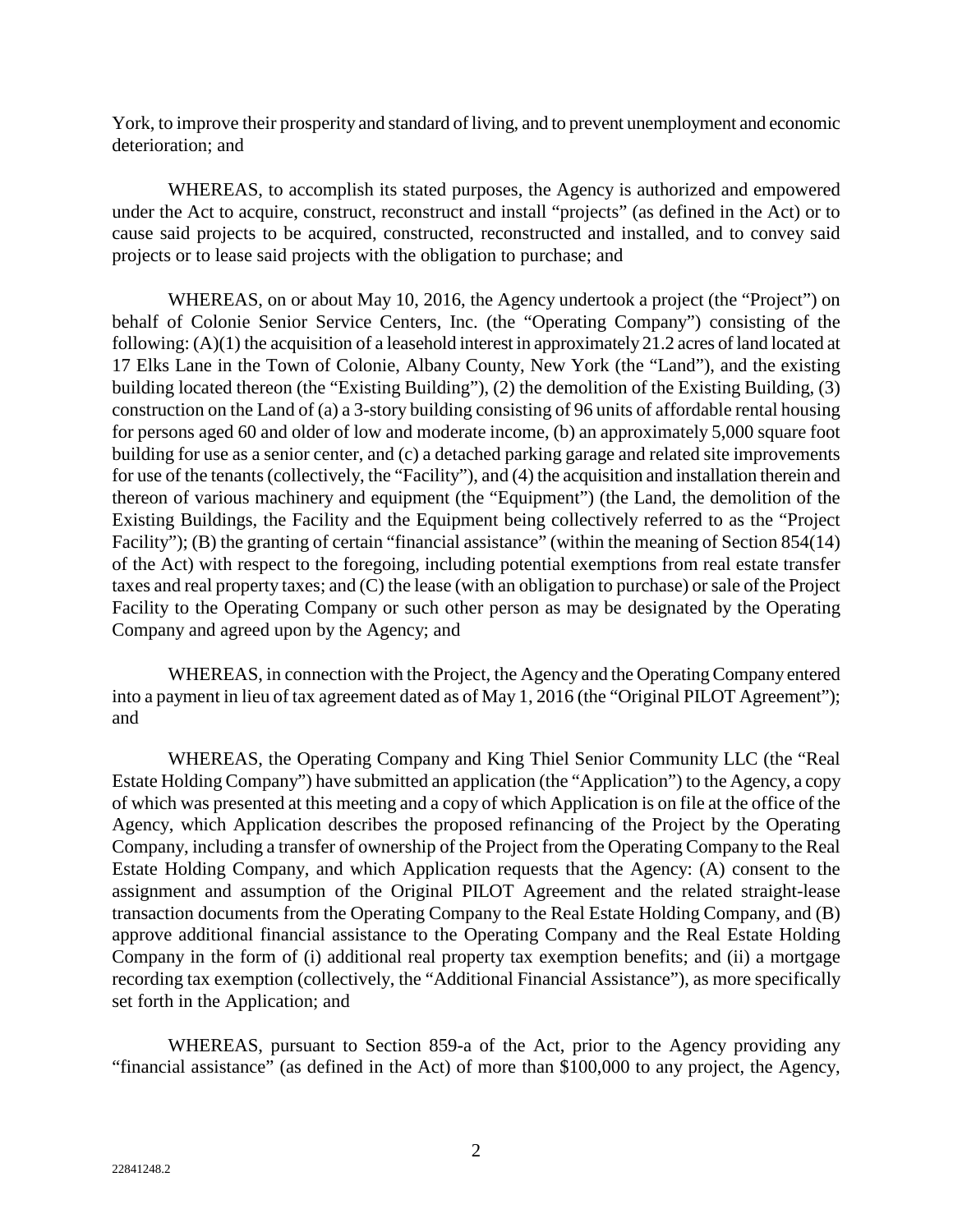York, to improve their prosperity and standard of living, and to prevent unemployment and economic deterioration; and

WHEREAS, to accomplish its stated purposes, the Agency is authorized and empowered under the Act to acquire, construct, reconstruct and install "projects" (as defined in the Act) or to cause said projects to be acquired, constructed, reconstructed and installed, and to convey said projects or to lease said projects with the obligation to purchase; and

WHEREAS, on or about May 10, 2016, the Agency undertook a project (the "Project") on behalf of Colonie Senior Service Centers, Inc. (the "Operating Company") consisting of the following: (A)(1) the acquisition of a leasehold interest in approximately 21.2 acres of land located at 17 Elks Lane in the Town of Colonie, Albany County, New York (the "Land"), and the existing building located thereon (the "Existing Building"), (2) the demolition of the Existing Building, (3) construction on the Land of (a) a 3-story building consisting of 96 units of affordable rental housing for persons aged 60 and older of low and moderate income, (b) an approximately 5,000 square foot building for use as a senior center, and (c) a detached parking garage and related site improvements for use of the tenants (collectively, the "Facility"), and (4) the acquisition and installation therein and thereon of various machinery and equipment (the "Equipment") (the Land, the demolition of the Existing Buildings, the Facility and the Equipment being collectively referred to as the "Project Facility"); (B) the granting of certain "financial assistance" (within the meaning of Section 854(14) of the Act) with respect to the foregoing, including potential exemptions from real estate transfer taxes and real property taxes; and (C) the lease (with an obligation to purchase) or sale of the Project Facility to the Operating Company or such other person as may be designated by the Operating Company and agreed upon by the Agency; and

WHEREAS, in connection with the Project, the Agency and the Operating Company entered into a payment in lieu of tax agreement dated as of May 1, 2016 (the "Original PILOT Agreement"); and

WHEREAS, the Operating Company and King Thiel Senior Community LLC (the "Real Estate Holding Company") have submitted an application (the "Application") to the Agency, a copy of which was presented at this meeting and a copy of which Application is on file at the office of the Agency, which Application describes the proposed refinancing of the Project by the Operating Company, including a transfer of ownership of the Project from the Operating Company to the Real Estate Holding Company, and which Application requests that the Agency: (A) consent to the assignment and assumption of the Original PILOT Agreement and the related straight-lease transaction documents from the Operating Company to the Real Estate Holding Company, and (B) approve additional financial assistance to the Operating Company and the Real Estate Holding Company in the form of (i) additional real property tax exemption benefits; and (ii) a mortgage recording tax exemption (collectively, the "Additional Financial Assistance"), as more specifically set forth in the Application; and

WHEREAS, pursuant to Section 859-a of the Act, prior to the Agency providing any "financial assistance" (as defined in the Act) of more than $100,000 to any project, the Agency,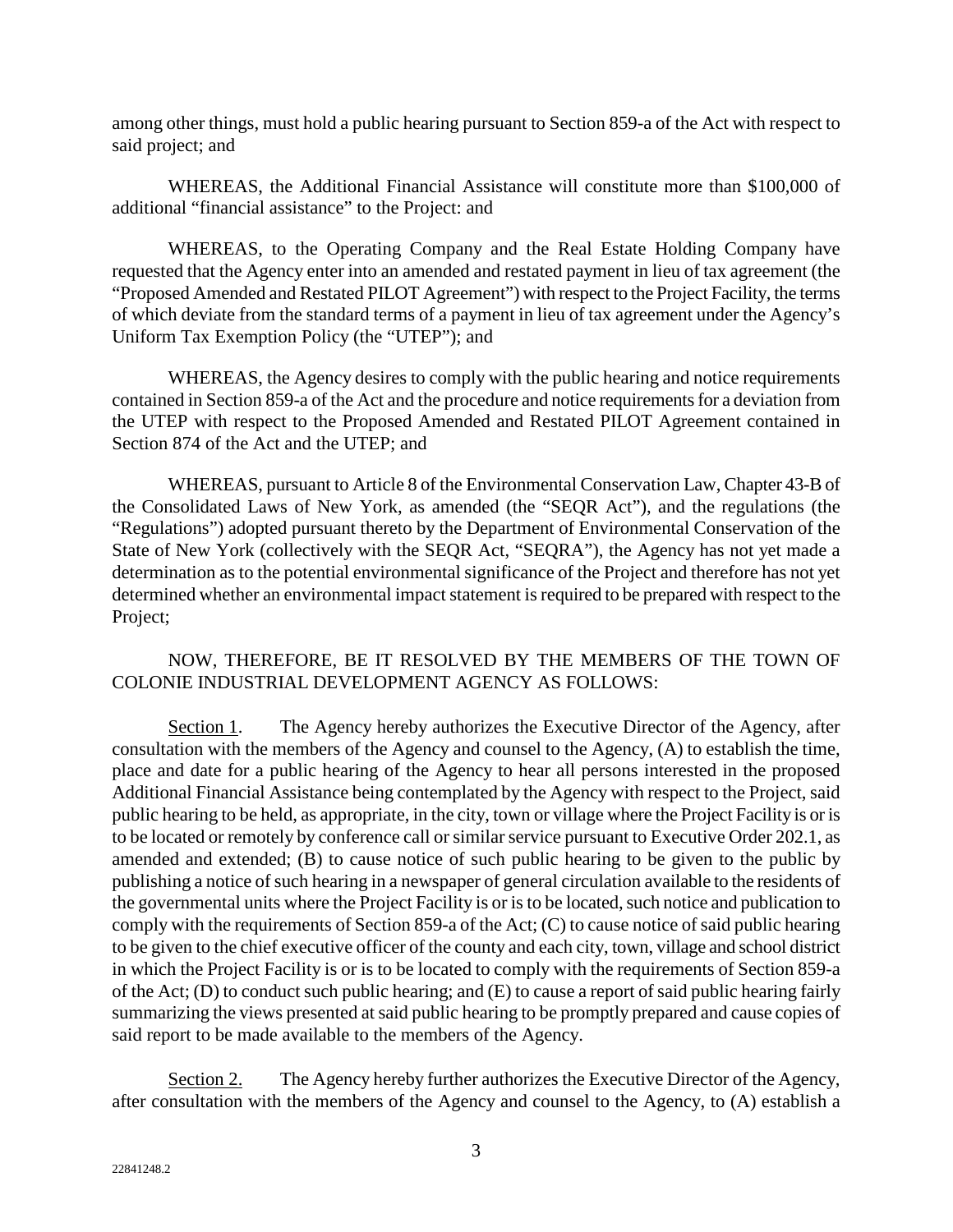among other things, must hold a public hearing pursuant to Section 859-a of the Act with respect to said project; and

WHEREAS, the Additional Financial Assistance will constitute more than $100,000 of additional "financial assistance" to the Project: and

WHEREAS, to the Operating Company and the Real Estate Holding Company have requested that the Agency enter into an amended and restated payment in lieu of tax agreement (the "Proposed Amended and Restated PILOT Agreement") with respect to the Project Facility, the terms of which deviate from the standard terms of a payment in lieu of tax agreement under the Agency's Uniform Tax Exemption Policy (the "UTEP"); and

WHEREAS, the Agency desires to comply with the public hearing and notice requirements contained in Section 859-a of the Act and the procedure and notice requirements for a deviation from the UTEP with respect to the Proposed Amended and Restated PILOT Agreement contained in Section 874 of the Act and the UTEP; and

WHEREAS, pursuant to Article 8 of the Environmental Conservation Law, Chapter 43-B of the Consolidated Laws of New York, as amended (the "SEQR Act"), and the regulations (the "Regulations") adopted pursuant thereto by the Department of Environmental Conservation of the State of New York (collectively with the SEQR Act, "SEQRA"), the Agency has not yet made a determination as to the potential environmental significance of the Project and therefore has not yet determined whether an environmental impact statement is required to be prepared with respect to the Project;

NOW, THEREFORE, BE IT RESOLVED BY THE MEMBERS OF THE TOWN OF COLONIE INDUSTRIAL DEVELOPMENT AGENCY AS FOLLOWS:

Section 1. The Agency hereby authorizes the Executive Director of the Agency, after consultation with the members of the Agency and counsel to the Agency, (A) to establish the time, place and date for a public hearing of the Agency to hear all persons interested in the proposed Additional Financial Assistance being contemplated by the Agency with respect to the Project, said public hearing to be held, as appropriate, in the city, town or village where the Project Facility is or is to be located or remotely by conference call or similar service pursuant to Executive Order 202.1, as amended and extended; (B) to cause notice of such public hearing to be given to the public by publishing a notice of such hearing in a newspaper of general circulation available to the residents of the governmental units where the Project Facility is or is to be located, such notice and publication to comply with the requirements of Section 859-a of the Act; (C) to cause notice of said public hearing to be given to the chief executive officer of the county and each city, town, village and school district in which the Project Facility is or is to be located to comply with the requirements of Section 859-a of the Act; (D) to conduct such public hearing; and (E) to cause a report of said public hearing fairly summarizing the views presented at said public hearing to be promptly prepared and cause copies of said report to be made available to the members of the Agency.

Section 2. The Agency hereby further authorizes the Executive Director of the Agency, after consultation with the members of the Agency and counsel to the Agency, to (A) establish a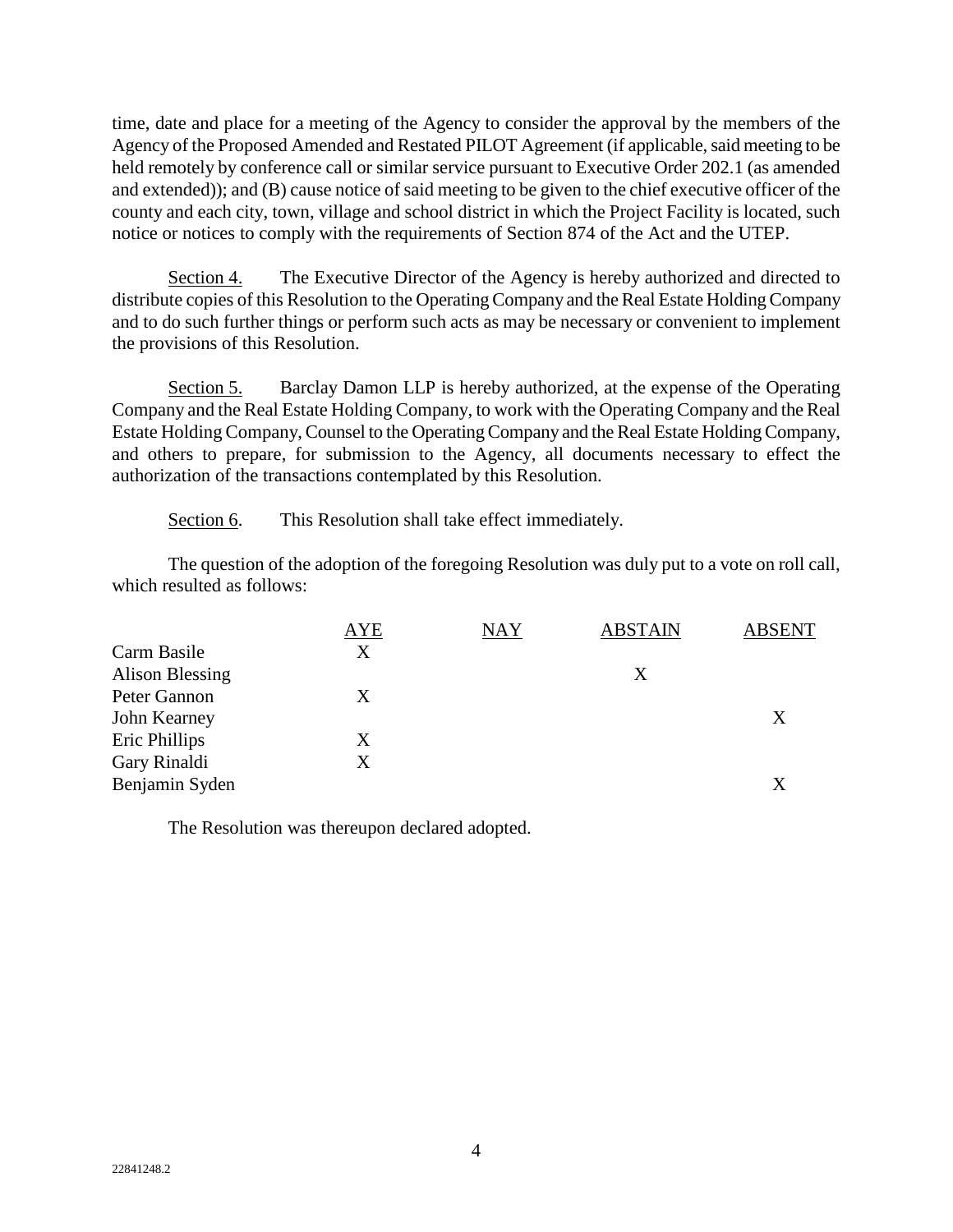time, date and place for a meeting of the Agency to consider the approval by the members of the Agency of the Proposed Amended and Restated PILOT Agreement (if applicable, said meeting to be held remotely by conference call or similar service pursuant to Executive Order 202.1 (as amended and extended)); and (B) cause notice of said meeting to be given to the chief executive officer of the county and each city, town, village and school district in which the Project Facility is located, such notice or notices to comply with the requirements of Section 874 of the Act and the UTEP.

Section 4. The Executive Director of the Agency is hereby authorized and directed to distribute copies of this Resolution to the Operating Company and the Real Estate Holding Company and to do such further things or perform such acts as may be necessary or convenient to implement the provisions of this Resolution.

Section 5. Barclay Damon LLP is hereby authorized, at the expense of the Operating Company and the Real Estate Holding Company, to work with the Operating Company and the Real Estate Holding Company, Counsel to the Operating Company and the Real Estate Holding Company, and others to prepare, for submission to the Agency, all documents necessary to effect the authorization of the transactions contemplated by this Resolution.

Section 6. This Resolution shall take effect immediately.

The question of the adoption of the foregoing Resolution was duly put to a vote on roll call, which resulted as follows:

| | AYE | NAY | ABSTAIN | ABSENT |
|---|---|---|---|---|
| Carm Basile | X | | | |
| Alison Blessing | | | X | |
| Peter Gannon | X | | | |
| John Kearney | | | | X |
| Eric Phillips | X | | | |
| Gary Rinaldi | X | | | |
| Benjamin Syden | | | | X |

The Resolution was thereupon declared adopted.

22841248.2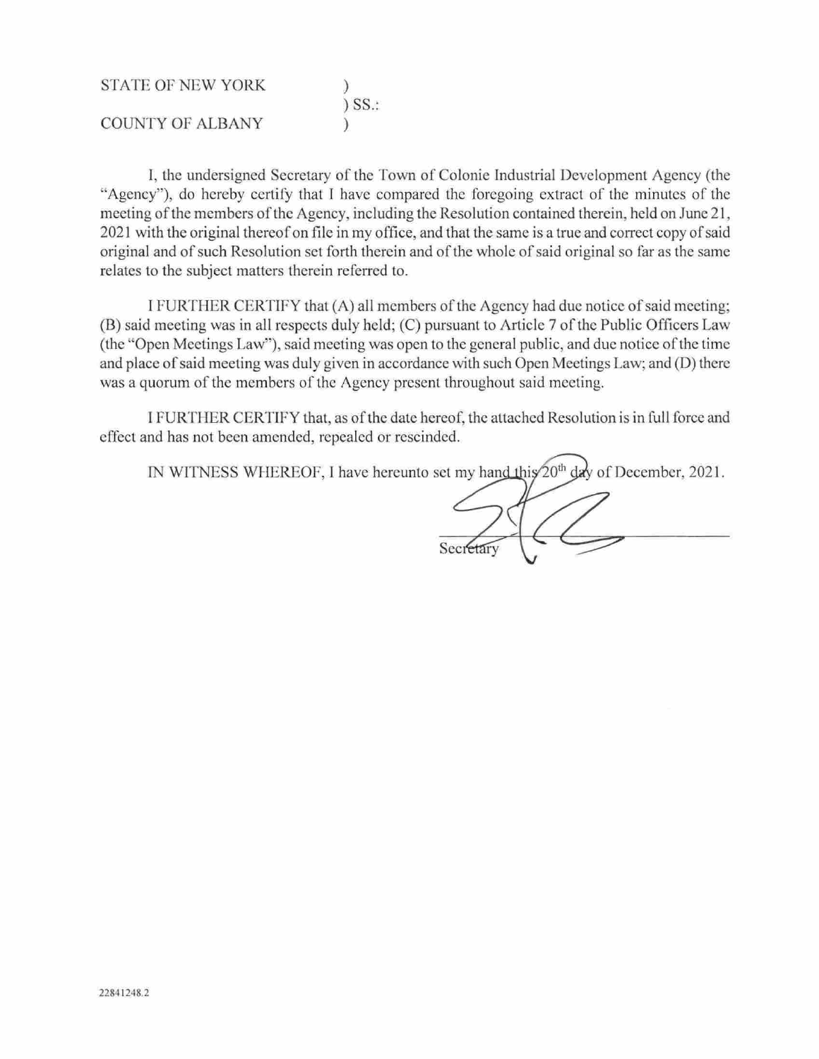STATE OF NEW YORK )
) SS.:
COUNTY OF ALBANY )

I, the undersigned Secretary of the Town of Colonie Industrial Development Agency (the "Agency"), do hereby certify that I have compared the foregoing extract of the minutes of the meeting of the members of the Agency, including the Resolution contained therein, held on June 21, 2021 with the original thereof on file in my office, and that the same is a true and correct copy of said original and of such Resolution set forth therein and of the whole of said original so far as the same relates to the subject matters therein referred to.

I FURTHER CERTIFY that (A) all members of the Agency had due notice of said meeting; (B) said meeting was in all respects duly held; (C) pursuant to Article 7 of the Public Officers Law (the "Open Meetings Law"), said meeting was open to the general public, and due notice of the time and place of said meeting was duly given in accordance with such Open Meetings Law; and (D) there was a quorum of the members of the Agency present throughout said meeting.

I FURTHER CERTIFY that, as of the date hereof, the attached Resolution is in full force and effect and has not been amended, repealed or rescinded.

IN WITNESS WHEREOF, I have hereunto set my hand this 20th day of December, 2021.

Secretary

22841248.2